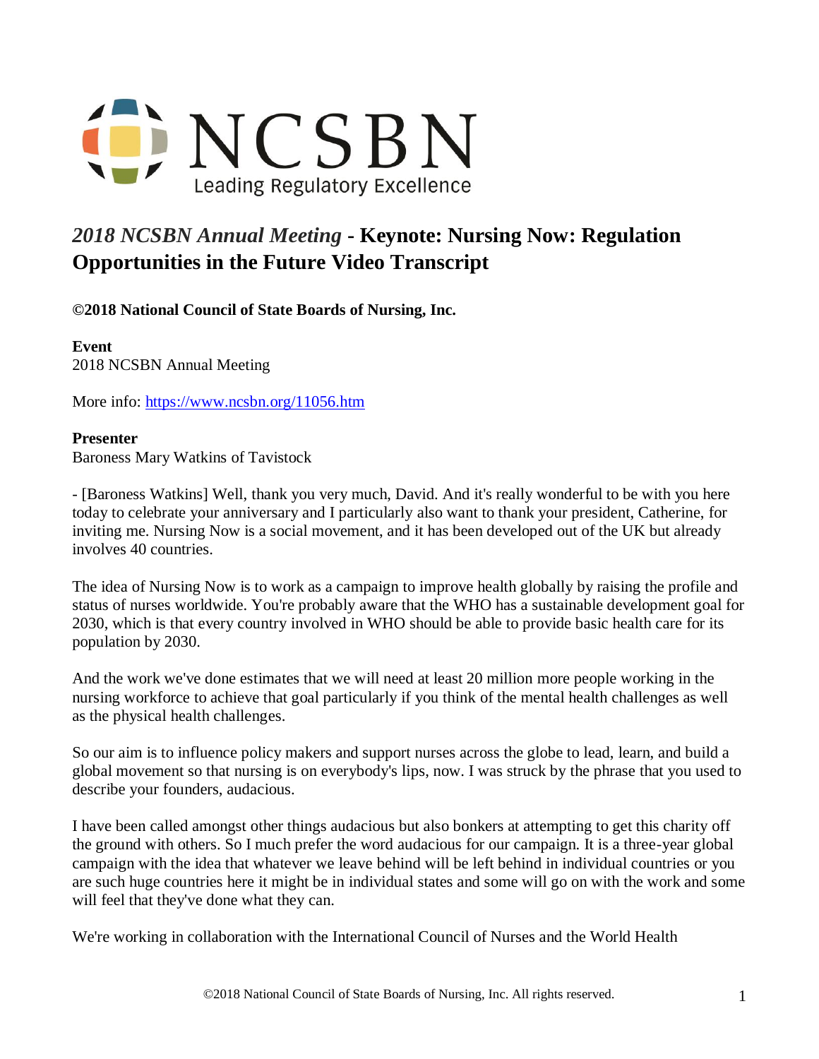NCSBN
Leading Regulatory Excellence

# *2018 NCSBN Annual Meeting* - Keynote: Nursing Now: Regulation Opportunities in the Future Video Transcript

**©2018 National Council of State Boards of Nursing, Inc.**

**Event**
2018 NCSBN Annual Meeting

More info: https://www.ncsbn.org/11056.htm

**Presenter**
Baroness Mary Watkins of Tavistock

- [Baroness Watkins] Well, thank you very much, David. And it's really wonderful to be with you here today to celebrate your anniversary and I particularly also want to thank your president, Catherine, for inviting me. Nursing Now is a social movement, and it has been developed out of the UK but already involves 40 countries.

The idea of Nursing Now is to work as a campaign to improve health globally by raising the profile and status of nurses worldwide. You're probably aware that the WHO has a sustainable development goal for 2030, which is that every country involved in WHO should be able to provide basic health care for its population by 2030.

And the work we've done estimates that we will need at least 20 million more people working in the nursing workforce to achieve that goal particularly if you think of the mental health challenges as well as the physical health challenges.

So our aim is to influence policy makers and support nurses across the globe to lead, learn, and build a global movement so that nursing is on everybody's lips, now. I was struck by the phrase that you used to describe your founders, audacious.

I have been called amongst other things audacious but also bonkers at attempting to get this charity off the ground with others. So I much prefer the word audacious for our campaign. It is a three-year global campaign with the idea that whatever we leave behind will be left behind in individual countries or you are such huge countries here it might be in individual states and some will go on with the work and some will feel that they've done what they can.

We're working in collaboration with the International Council of Nurses and the World Health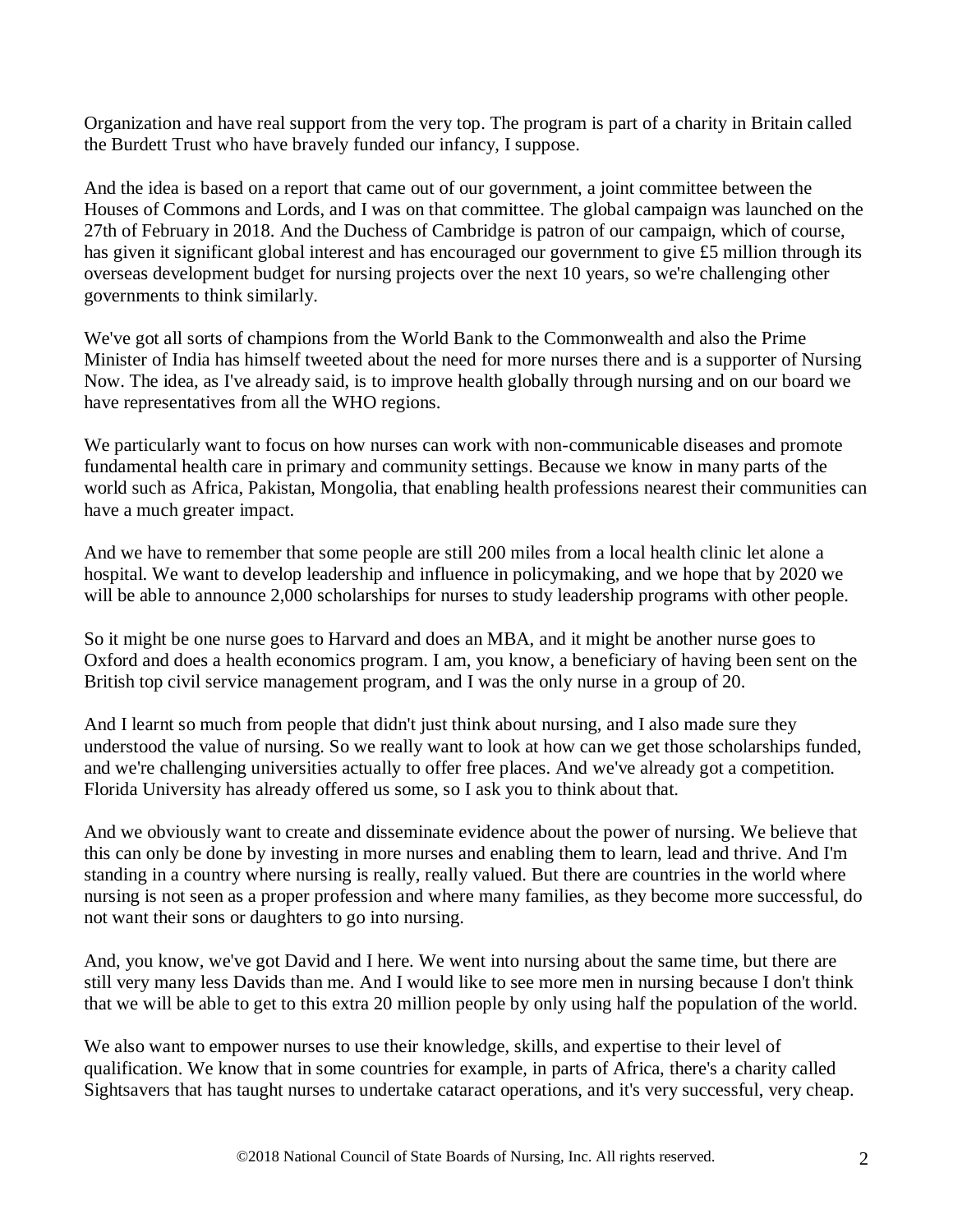Organization and have real support from the very top. The program is part of a charity in Britain called the Burdett Trust who have bravely funded our infancy, I suppose.

And the idea is based on a report that came out of our government, a joint committee between the Houses of Commons and Lords, and I was on that committee. The global campaign was launched on the 27th of February in 2018. And the Duchess of Cambridge is patron of our campaign, which of course, has given it significant global interest and has encouraged our government to give £5 million through its overseas development budget for nursing projects over the next 10 years, so we're challenging other governments to think similarly.

We've got all sorts of champions from the World Bank to the Commonwealth and also the Prime Minister of India has himself tweeted about the need for more nurses there and is a supporter of Nursing Now. The idea, as I've already said, is to improve health globally through nursing and on our board we have representatives from all the WHO regions.

We particularly want to focus on how nurses can work with non-communicable diseases and promote fundamental health care in primary and community settings. Because we know in many parts of the world such as Africa, Pakistan, Mongolia, that enabling health professions nearest their communities can have a much greater impact.

And we have to remember that some people are still 200 miles from a local health clinic let alone a hospital. We want to develop leadership and influence in policymaking, and we hope that by 2020 we will be able to announce 2,000 scholarships for nurses to study leadership programs with other people.

So it might be one nurse goes to Harvard and does an MBA, and it might be another nurse goes to Oxford and does a health economics program. I am, you know, a beneficiary of having been sent on the British top civil service management program, and I was the only nurse in a group of 20.

And I learnt so much from people that didn't just think about nursing, and I also made sure they understood the value of nursing. So we really want to look at how can we get those scholarships funded, and we're challenging universities actually to offer free places. And we've already got a competition. Florida University has already offered us some, so I ask you to think about that.

And we obviously want to create and disseminate evidence about the power of nursing. We believe that this can only be done by investing in more nurses and enabling them to learn, lead and thrive. And I'm standing in a country where nursing is really, really valued. But there are countries in the world where nursing is not seen as a proper profession and where many families, as they become more successful, do not want their sons or daughters to go into nursing.

And, you know, we've got David and I here. We went into nursing about the same time, but there are still very many less Davids than me. And I would like to see more men in nursing because I don't think that we will be able to get to this extra 20 million people by only using half the population of the world.

We also want to empower nurses to use their knowledge, skills, and expertise to their level of qualification. We know that in some countries for example, in parts of Africa, there's a charity called Sightsavers that has taught nurses to undertake cataract operations, and it's very successful, very cheap.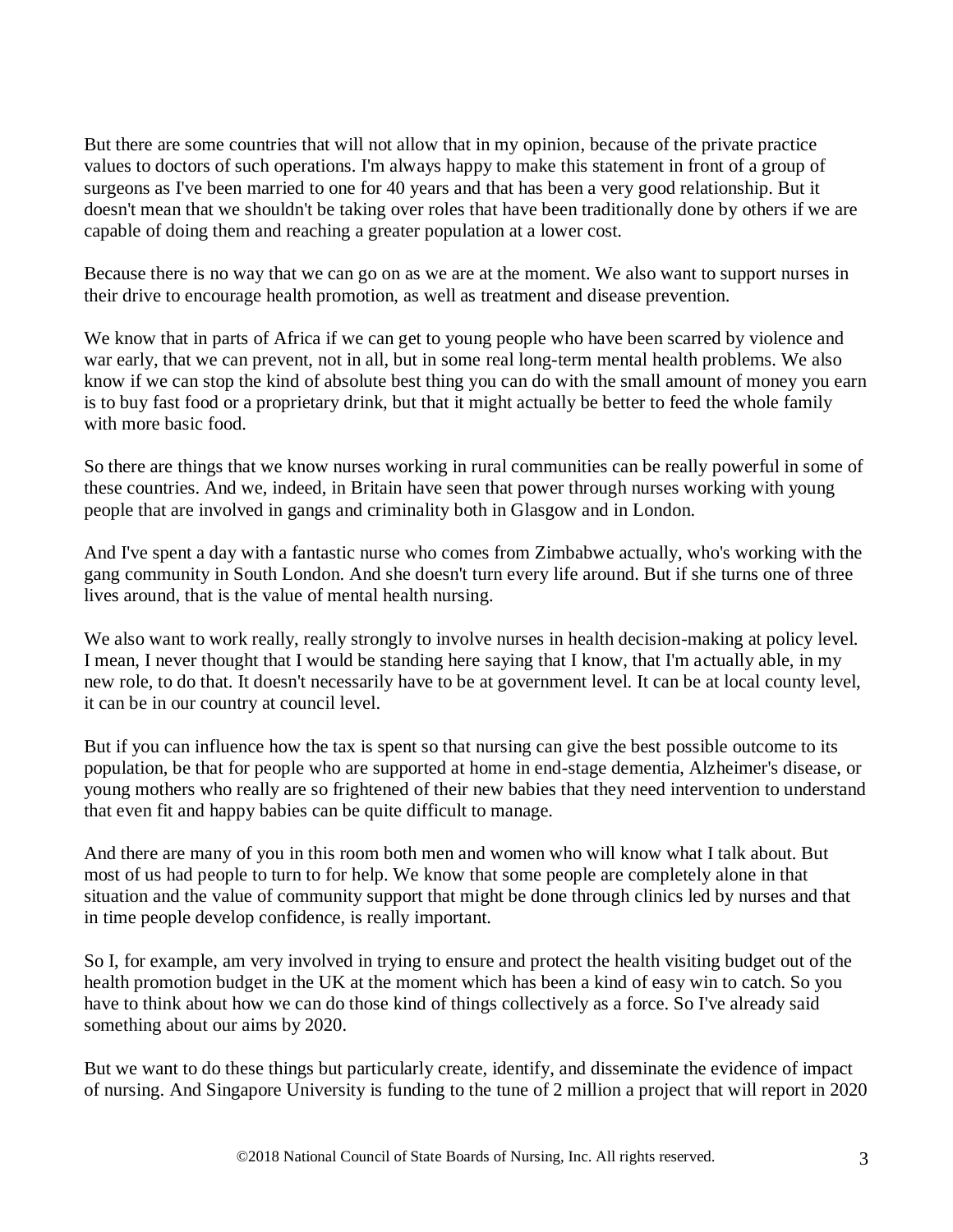But there are some countries that will not allow that in my opinion, because of the private practice values to doctors of such operations. I'm always happy to make this statement in front of a group of surgeons as I've been married to one for 40 years and that has been a very good relationship. But it doesn't mean that we shouldn't be taking over roles that have been traditionally done by others if we are capable of doing them and reaching a greater population at a lower cost.

Because there is no way that we can go on as we are at the moment. We also want to support nurses in their drive to encourage health promotion, as well as treatment and disease prevention.

We know that in parts of Africa if we can get to young people who have been scarred by violence and war early, that we can prevent, not in all, but in some real long-term mental health problems. We also know if we can stop the kind of absolute best thing you can do with the small amount of money you earn is to buy fast food or a proprietary drink, but that it might actually be better to feed the whole family with more basic food.

So there are things that we know nurses working in rural communities can be really powerful in some of these countries. And we, indeed, in Britain have seen that power through nurses working with young people that are involved in gangs and criminality both in Glasgow and in London.

And I've spent a day with a fantastic nurse who comes from Zimbabwe actually, who's working with the gang community in South London. And she doesn't turn every life around. But if she turns one of three lives around, that is the value of mental health nursing.

We also want to work really, really strongly to involve nurses in health decision-making at policy level. I mean, I never thought that I would be standing here saying that I know, that I'm actually able, in my new role, to do that. It doesn't necessarily have to be at government level. It can be at local county level, it can be in our country at council level.

But if you can influence how the tax is spent so that nursing can give the best possible outcome to its population, be that for people who are supported at home in end-stage dementia, Alzheimer's disease, or young mothers who really are so frightened of their new babies that they need intervention to understand that even fit and happy babies can be quite difficult to manage.

And there are many of you in this room both men and women who will know what I talk about. But most of us had people to turn to for help. We know that some people are completely alone in that situation and the value of community support that might be done through clinics led by nurses and that in time people develop confidence, is really important.

So I, for example, am very involved in trying to ensure and protect the health visiting budget out of the health promotion budget in the UK at the moment which has been a kind of easy win to catch. So you have to think about how we can do those kind of things collectively as a force. So I've already said something about our aims by 2020.

But we want to do these things but particularly create, identify, and disseminate the evidence of impact of nursing. And Singapore University is funding to the tune of 2 million a project that will report in 2020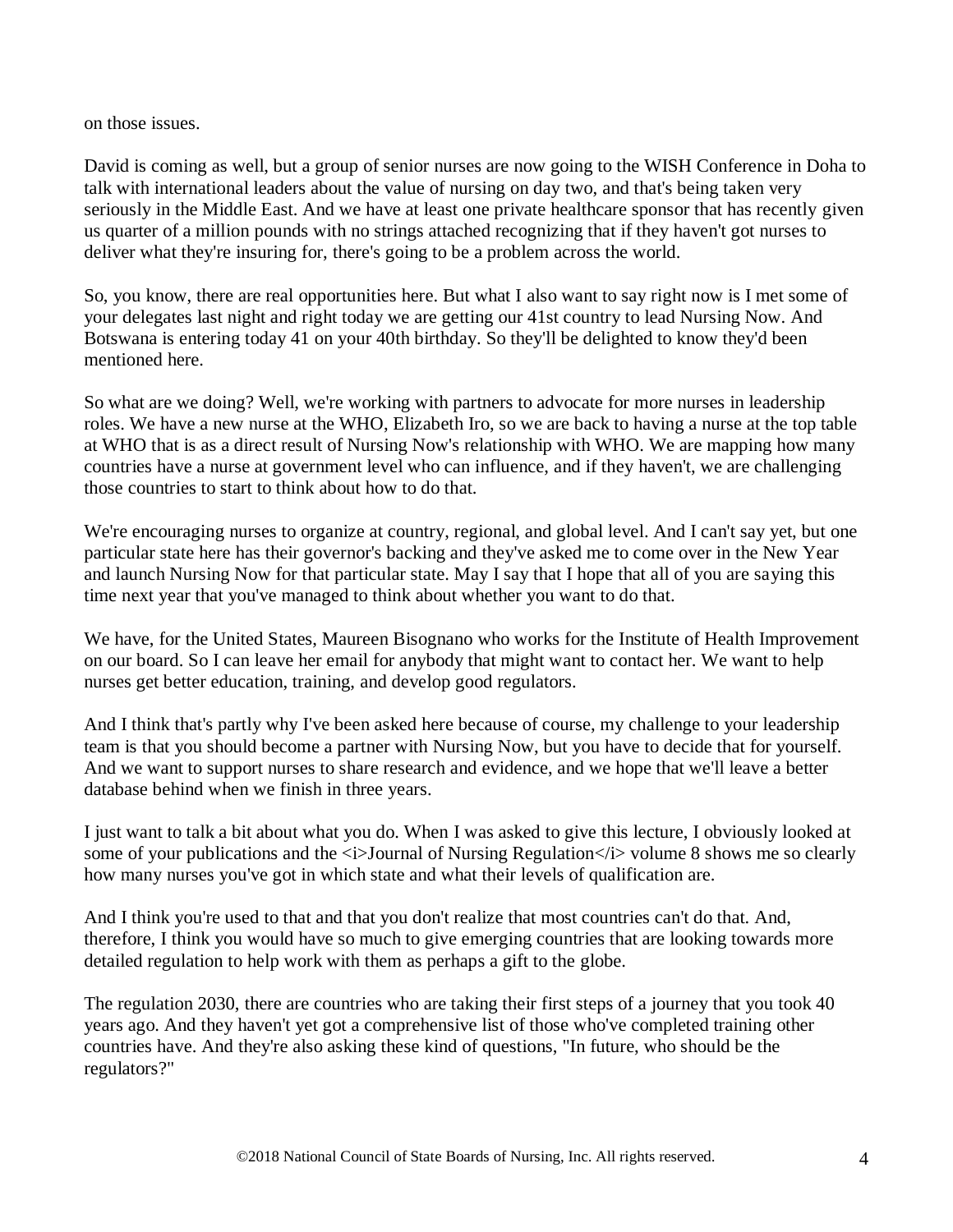on those issues.

David is coming as well, but a group of senior nurses are now going to the WISH Conference in Doha to talk with international leaders about the value of nursing on day two, and that's being taken very seriously in the Middle East. And we have at least one private healthcare sponsor that has recently given us quarter of a million pounds with no strings attached recognizing that if they haven't got nurses to deliver what they're insuring for, there's going to be a problem across the world.

So, you know, there are real opportunities here. But what I also want to say right now is I met some of your delegates last night and right today we are getting our 41st country to lead Nursing Now. And Botswana is entering today 41 on your 40th birthday. So they'll be delighted to know they'd been mentioned here.

So what are we doing? Well, we're working with partners to advocate for more nurses in leadership roles. We have a new nurse at the WHO, Elizabeth Iro, so we are back to having a nurse at the top table at WHO that is as a direct result of Nursing Now's relationship with WHO. We are mapping how many countries have a nurse at government level who can influence, and if they haven't, we are challenging those countries to start to think about how to do that.

We're encouraging nurses to organize at country, regional, and global level. And I can't say yet, but one particular state here has their governor's backing and they've asked me to come over in the New Year and launch Nursing Now for that particular state. May I say that I hope that all of you are saying this time next year that you've managed to think about whether you want to do that.

We have, for the United States, Maureen Bisognano who works for the Institute of Health Improvement on our board. So I can leave her email for anybody that might want to contact her. We want to help nurses get better education, training, and develop good regulators.

And I think that's partly why I've been asked here because of course, my challenge to your leadership team is that you should become a partner with Nursing Now, but you have to decide that for yourself. And we want to support nurses to share research and evidence, and we hope that we'll leave a better database behind when we finish in three years.

I just want to talk a bit about what you do. When I was asked to give this lecture, I obviously looked at some of your publications and the *Journal of Nursing Regulation* volume 8 shows me so clearly how many nurses you've got in which state and what their levels of qualification are.

And I think you're used to that and that you don't realize that most countries can't do that. And, therefore, I think you would have so much to give emerging countries that are looking towards more detailed regulation to help work with them as perhaps a gift to the globe.

The regulation 2030, there are countries who are taking their first steps of a journey that you took 40 years ago. And they haven't yet got a comprehensive list of those who've completed training other countries have. And they're also asking these kind of questions, "In future, who should be the regulators?"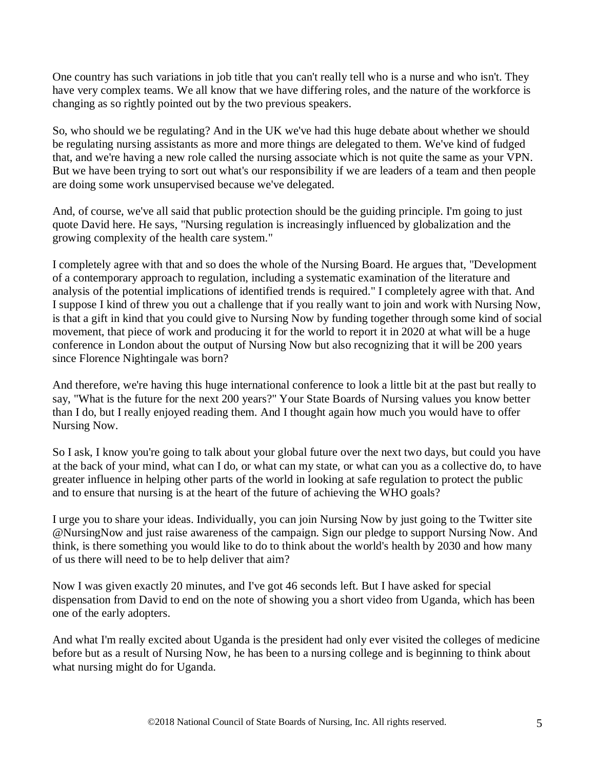One country has such variations in job title that you can't really tell who is a nurse and who isn't. They have very complex teams. We all know that we have differing roles, and the nature of the workforce is changing as so rightly pointed out by the two previous speakers.

So, who should we be regulating? And in the UK we've had this huge debate about whether we should be regulating nursing assistants as more and more things are delegated to them. We've kind of fudged that, and we're having a new role called the nursing associate which is not quite the same as your VPN. But we have been trying to sort out what's our responsibility if we are leaders of a team and then people are doing some work unsupervised because we've delegated.

And, of course, we've all said that public protection should be the guiding principle. I'm going to just quote David here. He says, "Nursing regulation is increasingly influenced by globalization and the growing complexity of the health care system."

I completely agree with that and so does the whole of the Nursing Board. He argues that, "Development of a contemporary approach to regulation, including a systematic examination of the literature and analysis of the potential implications of identified trends is required." I completely agree with that. And I suppose I kind of threw you out a challenge that if you really want to join and work with Nursing Now, is that a gift in kind that you could give to Nursing Now by funding together through some kind of social movement, that piece of work and producing it for the world to report it in 2020 at what will be a huge conference in London about the output of Nursing Now but also recognizing that it will be 200 years since Florence Nightingale was born?

And therefore, we're having this huge international conference to look a little bit at the past but really to say, "What is the future for the next 200 years?" Your State Boards of Nursing values you know better than I do, but I really enjoyed reading them. And I thought again how much you would have to offer Nursing Now.

So I ask, I know you're going to talk about your global future over the next two days, but could you have at the back of your mind, what can I do, or what can my state, or what can you as a collective do, to have greater influence in helping other parts of the world in looking at safe regulation to protect the public and to ensure that nursing is at the heart of the future of achieving the WHO goals?

I urge you to share your ideas. Individually, you can join Nursing Now by just going to the Twitter site @NursingNow and just raise awareness of the campaign. Sign our pledge to support Nursing Now. And think, is there something you would like to do to think about the world's health by 2030 and how many of us there will need to be to help deliver that aim?

Now I was given exactly 20 minutes, and I've got 46 seconds left. But I have asked for special dispensation from David to end on the note of showing you a short video from Uganda, which has been one of the early adopters.

And what I'm really excited about Uganda is the president had only ever visited the colleges of medicine before but as a result of Nursing Now, he has been to a nursing college and is beginning to think about what nursing might do for Uganda.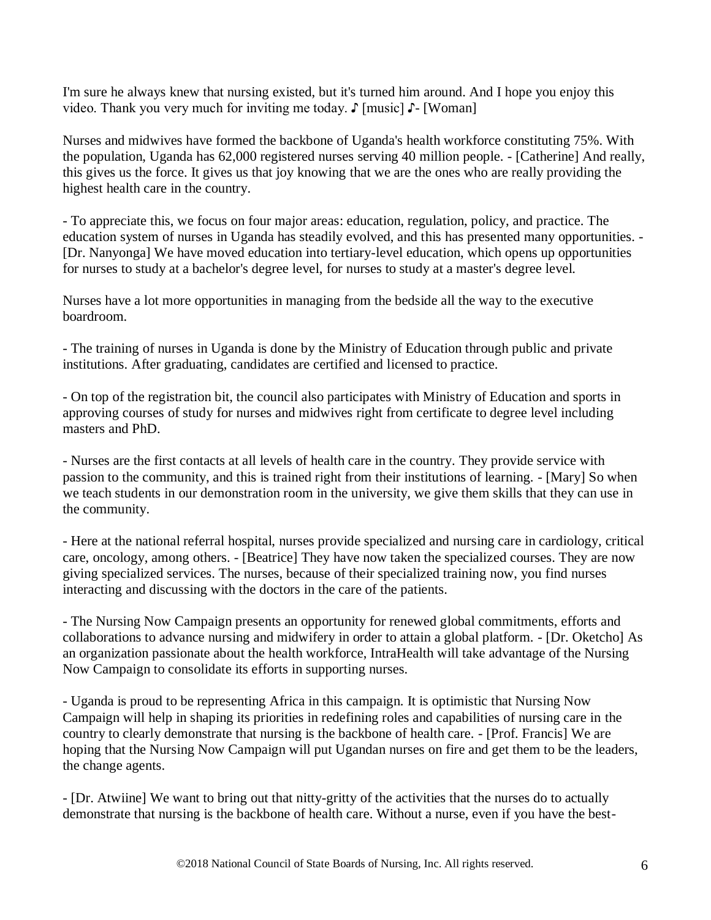I'm sure he always knew that nursing existed, but it's turned him around. And I hope you enjoy this video. Thank you very much for inviting me today. ♪ [music] ♪- [Woman]

Nurses and midwives have formed the backbone of Uganda's health workforce constituting 75%. With the population, Uganda has 62,000 registered nurses serving 40 million people. - [Catherine] And really, this gives us the force. It gives us that joy knowing that we are the ones who are really providing the highest health care in the country.

- To appreciate this, we focus on four major areas: education, regulation, policy, and practice. The education system of nurses in Uganda has steadily evolved, and this has presented many opportunities. - [Dr. Nanyonga] We have moved education into tertiary-level education, which opens up opportunities for nurses to study at a bachelor's degree level, for nurses to study at a master's degree level.

Nurses have a lot more opportunities in managing from the bedside all the way to the executive boardroom.

- The training of nurses in Uganda is done by the Ministry of Education through public and private institutions. After graduating, candidates are certified and licensed to practice.

- On top of the registration bit, the council also participates with Ministry of Education and sports in approving courses of study for nurses and midwives right from certificate to degree level including masters and PhD.

- Nurses are the first contacts at all levels of health care in the country. They provide service with passion to the community, and this is trained right from their institutions of learning. - [Mary] So when we teach students in our demonstration room in the university, we give them skills that they can use in the community.

- Here at the national referral hospital, nurses provide specialized and nursing care in cardiology, critical care, oncology, among others. - [Beatrice] They have now taken the specialized courses. They are now giving specialized services. The nurses, because of their specialized training now, you find nurses interacting and discussing with the doctors in the care of the patients.

- The Nursing Now Campaign presents an opportunity for renewed global commitments, efforts and collaborations to advance nursing and midwifery in order to attain a global platform. - [Dr. Oketcho] As an organization passionate about the health workforce, IntraHealth will take advantage of the Nursing Now Campaign to consolidate its efforts in supporting nurses.

- Uganda is proud to be representing Africa in this campaign. It is optimistic that Nursing Now Campaign will help in shaping its priorities in redefining roles and capabilities of nursing care in the country to clearly demonstrate that nursing is the backbone of health care. - [Prof. Francis] We are hoping that the Nursing Now Campaign will put Ugandan nurses on fire and get them to be the leaders, the change agents.

- [Dr. Atwiine] We want to bring out that nitty-gritty of the activities that the nurses do to actually demonstrate that nursing is the backbone of health care. Without a nurse, even if you have the best-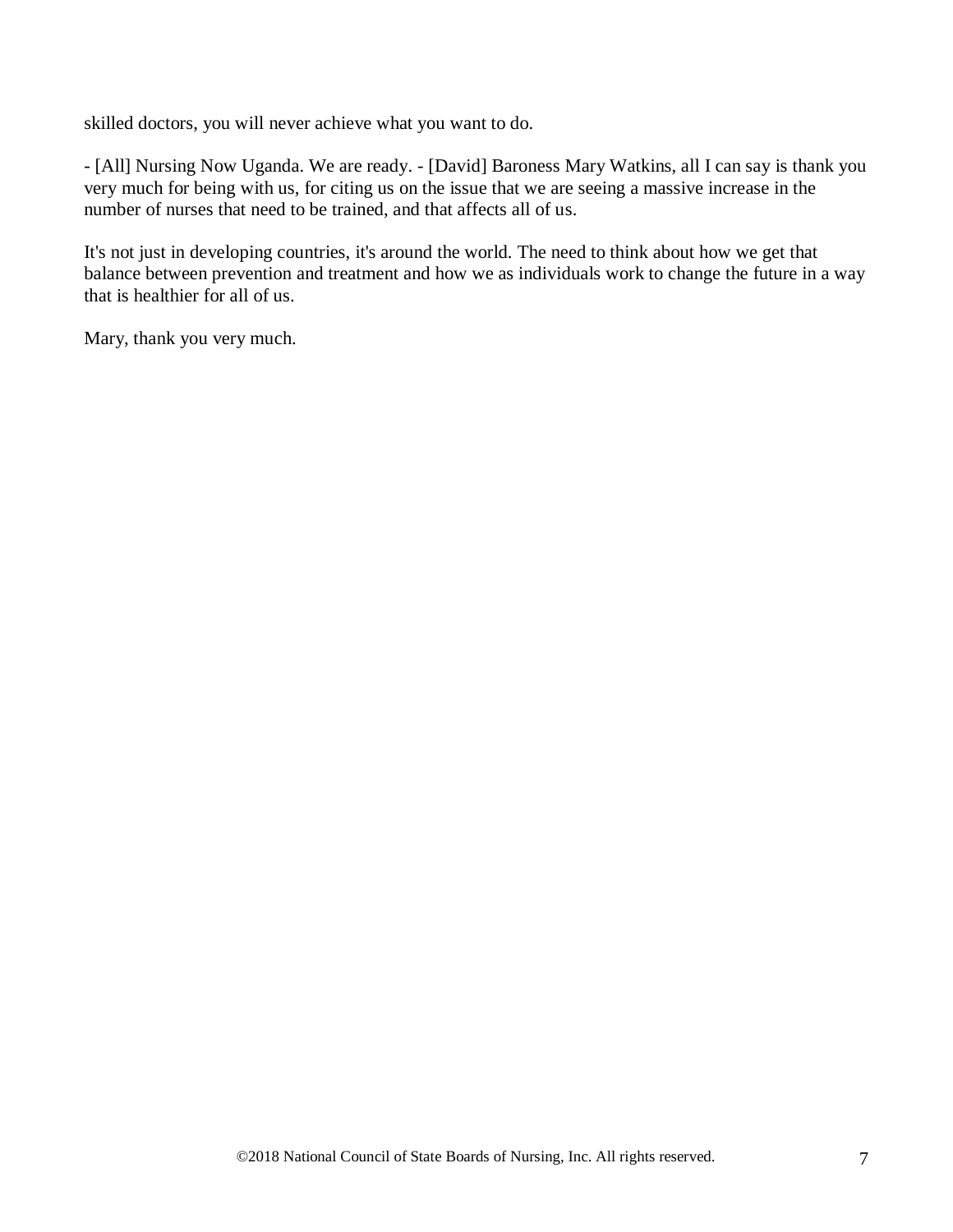skilled doctors, you will never achieve what you want to do.

- [All] Nursing Now Uganda. We are ready. - [David] Baroness Mary Watkins, all I can say is thank you very much for being with us, for citing us on the issue that we are seeing a massive increase in the number of nurses that need to be trained, and that affects all of us.

It's not just in developing countries, it's around the world. The need to think about how we get that balance between prevention and treatment and how we as individuals work to change the future in a way that is healthier for all of us.

Mary, thank you very much.